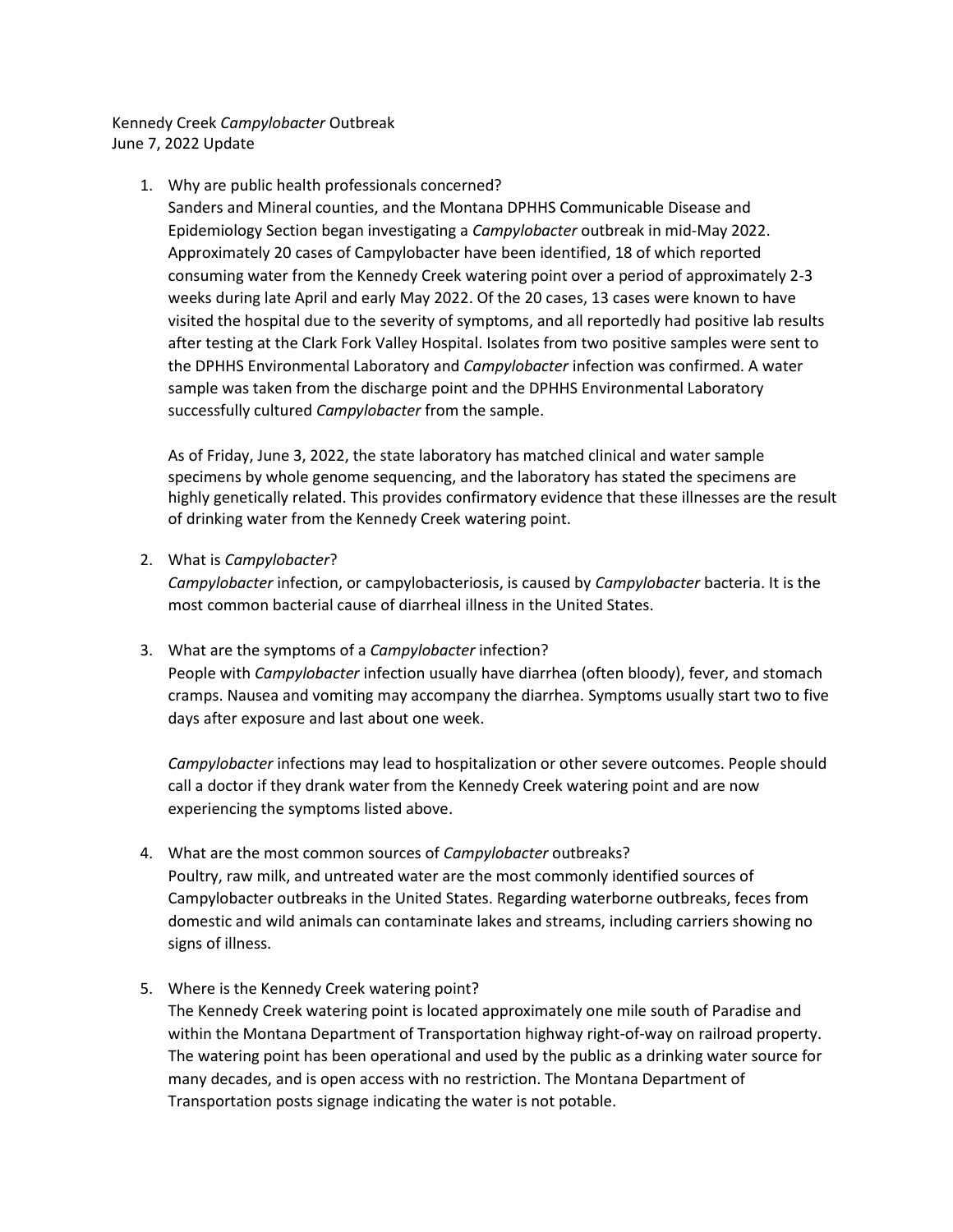# Kennedy Creek *Campylobacter* Outbreak

June 7, 2022 Update

1. Why are public health professionals concerned?

   Sanders and Mineral counties, and the Montana DPHHS Communicable Disease and Epidemiology Section began investigating a *Campylobacter* outbreak in mid-May 2022. Approximately 20 cases of Campylobacter have been identified, 18 of which reported consuming water from the Kennedy Creek watering point over a period of approximately 2-3 weeks during late April and early May 2022. Of the 20 cases, 13 cases were known to have visited the hospital due to the severity of symptoms, and all reportedly had positive lab results after testing at the Clark Fork Valley Hospital. Isolates from two positive samples were sent to the DPHHS Environmental Laboratory and *Campylobacter* infection was confirmed. A water sample was taken from the discharge point and the DPHHS Environmental Laboratory successfully cultured *Campylobacter* from the sample.

   As of Friday, June 3, 2022, the state laboratory has matched clinical and water sample specimens by whole genome sequencing, and the laboratory has stated the specimens are highly genetically related. This provides confirmatory evidence that these illnesses are the result of drinking water from the Kennedy Creek watering point.

2. What is *Campylobacter*?

   *Campylobacter* infection, or campylobacteriosis, is caused by *Campylobacter* bacteria. It is the most common bacterial cause of diarrheal illness in the United States.

3. What are the symptoms of a *Campylobacter* infection?

   People with *Campylobacter* infection usually have diarrhea (often bloody), fever, and stomach cramps. Nausea and vomiting may accompany the diarrhea. Symptoms usually start two to five days after exposure and last about one week.

   *Campylobacter* infections may lead to hospitalization or other severe outcomes. People should call a doctor if they drank water from the Kennedy Creek watering point and are now experiencing the symptoms listed above.

4. What are the most common sources of *Campylobacter* outbreaks?

   Poultry, raw milk, and untreated water are the most commonly identified sources of Campylobacter outbreaks in the United States. Regarding waterborne outbreaks, feces from domestic and wild animals can contaminate lakes and streams, including carriers showing no signs of illness.

5. Where is the Kennedy Creek watering point?

   The Kennedy Creek watering point is located approximately one mile south of Paradise and within the Montana Department of Transportation highway right-of-way on railroad property. The watering point has been operational and used by the public as a drinking water source for many decades, and is open access with no restriction. The Montana Department of Transportation posts signage indicating the water is not potable.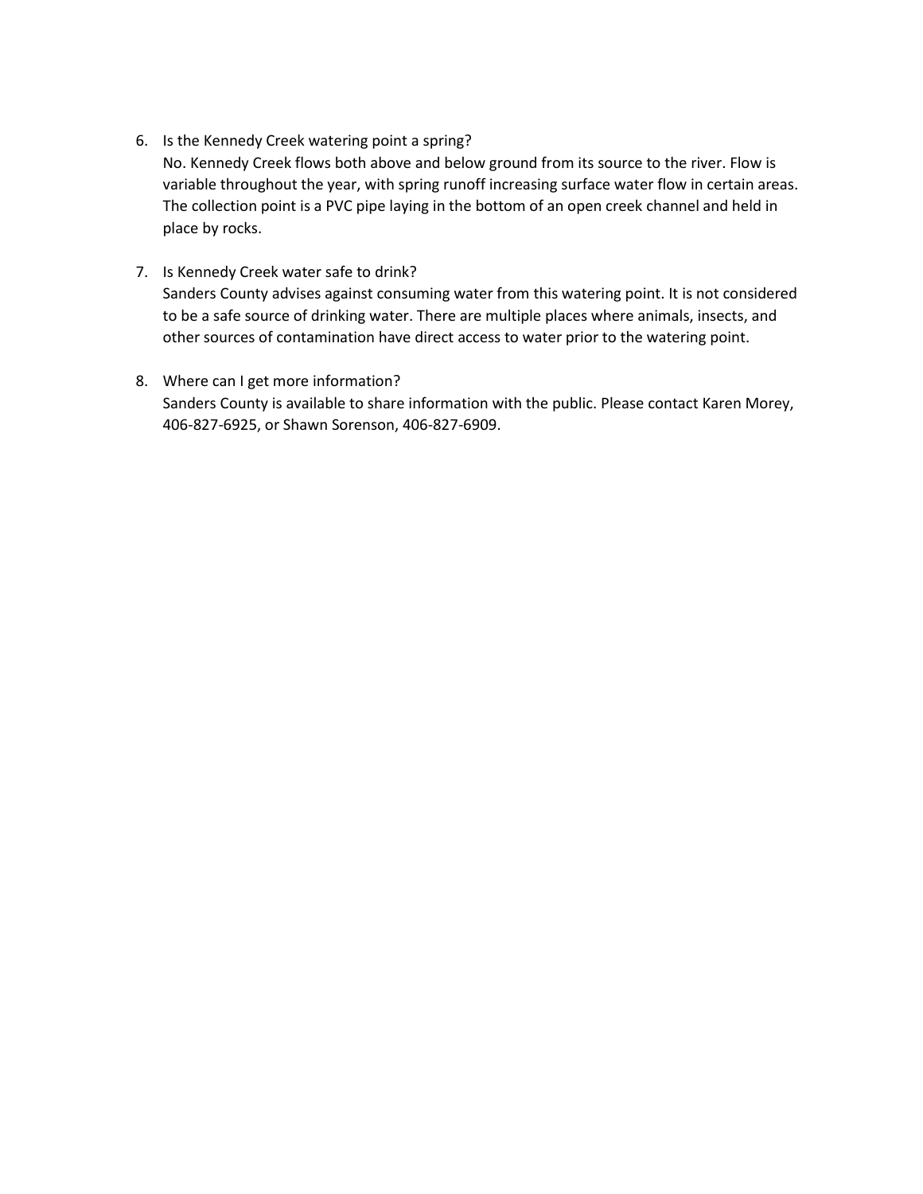6. Is the Kennedy Creek watering point a spring?
   No. Kennedy Creek flows both above and below ground from its source to the river. Flow is variable throughout the year, with spring runoff increasing surface water flow in certain areas. The collection point is a PVC pipe laying in the bottom of an open creek channel and held in place by rocks.

7. Is Kennedy Creek water safe to drink?
   Sanders County advises against consuming water from this watering point. It is not considered to be a safe source of drinking water. There are multiple places where animals, insects, and other sources of contamination have direct access to water prior to the watering point.

8. Where can I get more information?
   Sanders County is available to share information with the public. Please contact Karen Morey, 406-827-6925, or Shawn Sorenson, 406-827-6909.